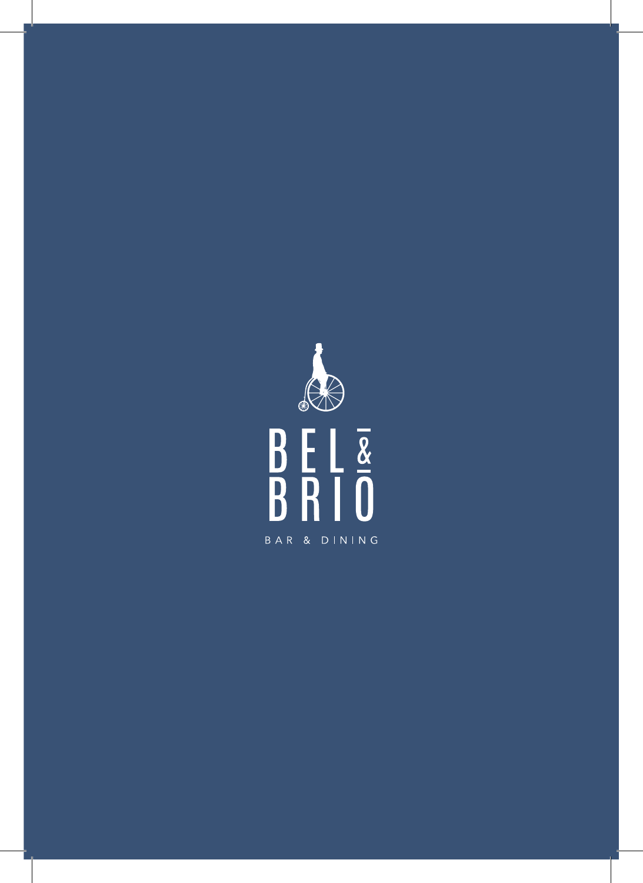# BEL & BRIO

BAR & DINING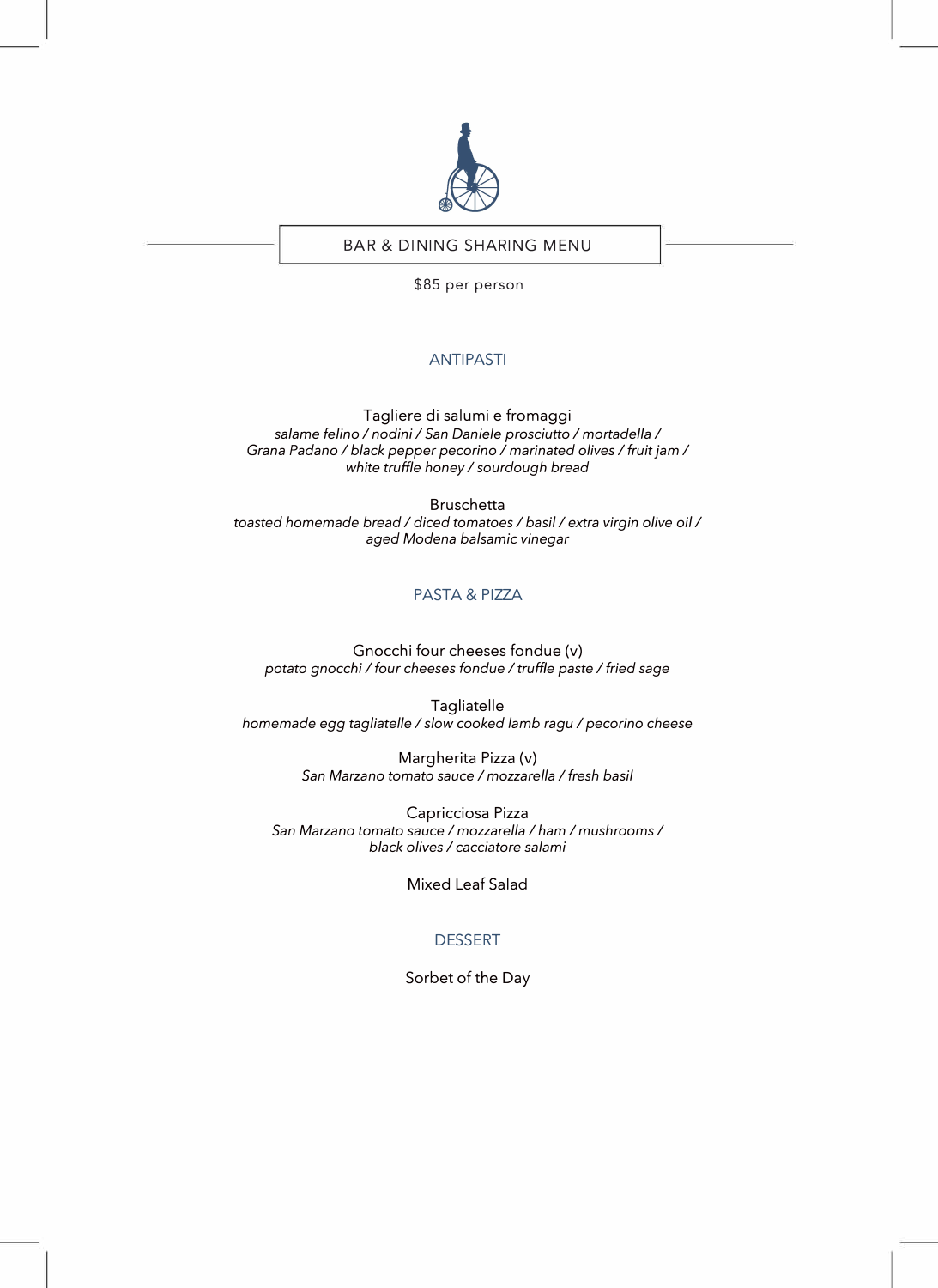# BAR & DINING SHARING MENU

$85 per person

## ANTIPASTI

Tagliere di salumi e fromaggi
*salame felino / nodini / San Daniele prosciutto / mortadella / Grana Padano / black pepper pecorino / marinated olives / fruit jam / white truffle honey / sourdough bread*

Bruschetta
*toasted homemade bread / diced tomatoes / basil / extra virgin olive oil / aged Modena balsamic vinegar*

## PASTA & PIZZA

Gnocchi four cheeses fondue (v)
*potato gnocchi / four cheeses fondue / truffle paste / fried sage*

Tagliatelle
*homemade egg tagliatelle / slow cooked lamb ragu / pecorino cheese*

Margherita Pizza (v)
*San Marzano tomato sauce / mozzarella / fresh basil*

Capricciosa Pizza
*San Marzano tomato sauce / mozzarella / ham / mushrooms / black olives / cacciatore salami*

Mixed Leaf Salad

## DESSERT

Sorbet of the Day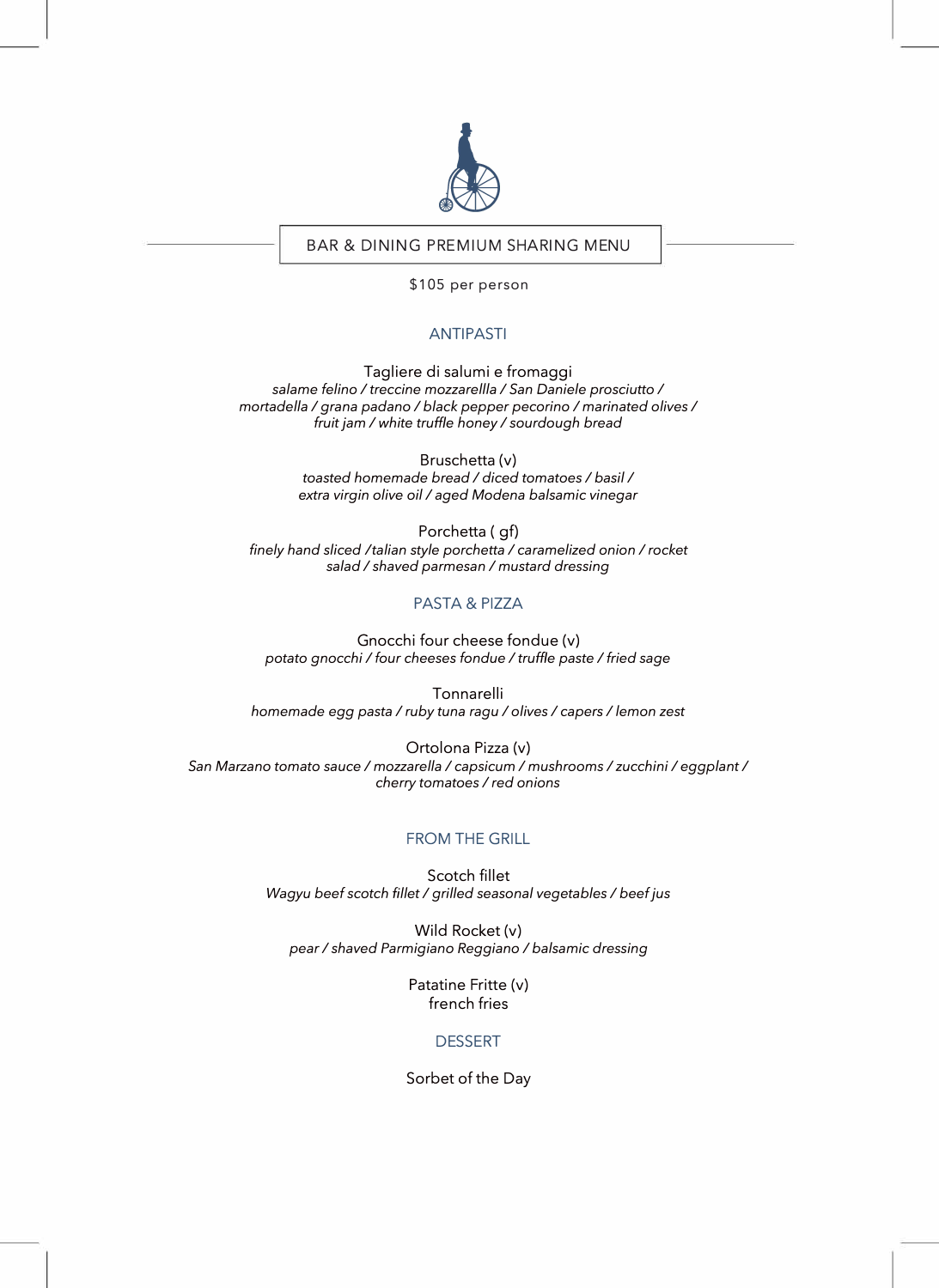# BAR & DINING PREMIUM SHARING MENU

$105 per person

## ANTIPASTI

Tagliere di salumi e fromaggi
*salame felino / treccine mozzarellla / San Daniele prosciutto / mortadella / grana padano / black pepper pecorino / marinated olives / fruit jam / white truffle honey / sourdough bread*

Bruschetta (v)
*toasted homemade bread / diced tomatoes / basil / extra virgin olive oil / aged Modena balsamic vinegar*

Porchetta ( gf)
*finely hand sliced /talian style porchetta / caramelized onion / rocket salad / shaved parmesan / mustard dressing*

## PASTA & PIZZA

Gnocchi four cheese fondue (v)
*potato gnocchi / four cheeses fondue / truffle paste / fried sage*

Tonnarelli
*homemade egg pasta / ruby tuna ragu / olives / capers / lemon zest*

Ortolona Pizza (v)
*San Marzano tomato sauce / mozzarella / capsicum / mushrooms / zucchini / eggplant / cherry tomatoes / red onions*

## FROM THE GRILL

Scotch fillet
*Wagyu beef scotch fillet / grilled seasonal vegetables / beef jus*

Wild Rocket (v)
*pear / shaved Parmigiano Reggiano / balsamic dressing*

Patatine Fritte (v)
french fries

## DESSERT

Sorbet of the Day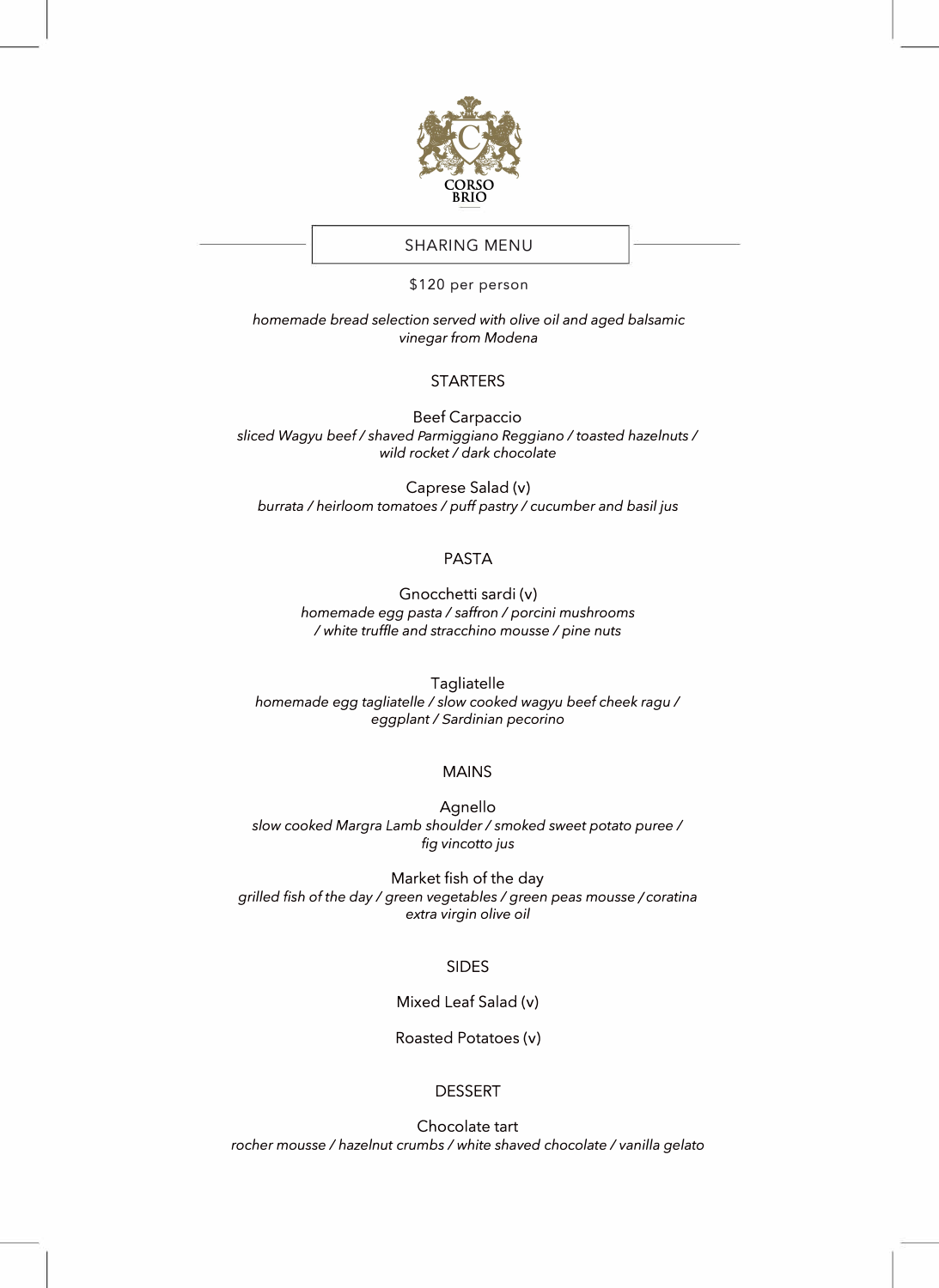CORSO BRIO

# SHARING MENU

$120 per person

*homemade bread selection served with olive oil and aged balsamic vinegar from Modena*

## STARTERS

Beef Carpaccio
*sliced Wagyu beef / shaved Parmiggiano Reggiano / toasted hazelnuts / wild rocket / dark chocolate*

Caprese Salad (v)
*burrata / heirloom tomatoes / puff pastry / cucumber and basil jus*

## PASTA

Gnocchetti sardi (v)
*homemade egg pasta / saffron / porcini mushrooms / white truffle and stracchino mousse / pine nuts*

Tagliatelle
*homemade egg tagliatelle / slow cooked wagyu beef cheek ragu / eggplant / Sardinian pecorino*

## MAINS

Agnello
*slow cooked Margra Lamb shoulder / smoked sweet potato puree / fig vincotto jus*

Market fish of the day
*grilled fish of the day / green vegetables / green peas mousse / coratina extra virgin olive oil*

## SIDES

Mixed Leaf Salad (v)

Roasted Potatoes (v)

## DESSERT

Chocolate tart
*rocher mousse / hazelnut crumbs / white shaved chocolate / vanilla gelato*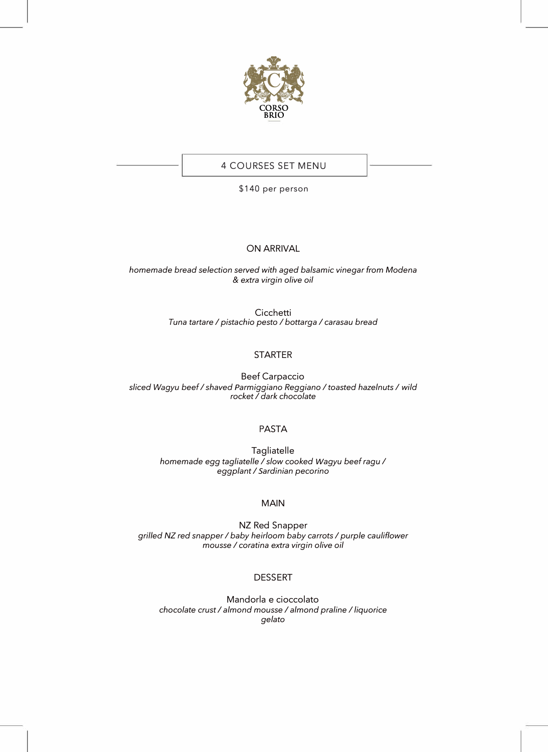CORSO BRIO

## 4 COURSES SET MENU

$140 per person

### ON ARRIVAL

*homemade bread selection served with aged balsamic vinegar from Modena & extra virgin olive oil*

Cicchetti
*Tuna tartare / pistachio pesto / bottarga / carasau bread*

### STARTER

Beef Carpaccio
*sliced Wagyu beef / shaved Parmiggiano Reggiano / toasted hazelnuts / wild rocket / dark chocolate*

### PASTA

Tagliatelle
*homemade egg tagliatelle / slow cooked Wagyu beef ragu / eggplant / Sardinian pecorino*

### MAIN

NZ Red Snapper
*grilled NZ red snapper / baby heirloom baby carrots / purple cauliflower mousse / coratina extra virgin olive oil*

### DESSERT

Mandorla e cioccolato
*chocolate crust / almond mousse / almond praline / liquorice gelato*